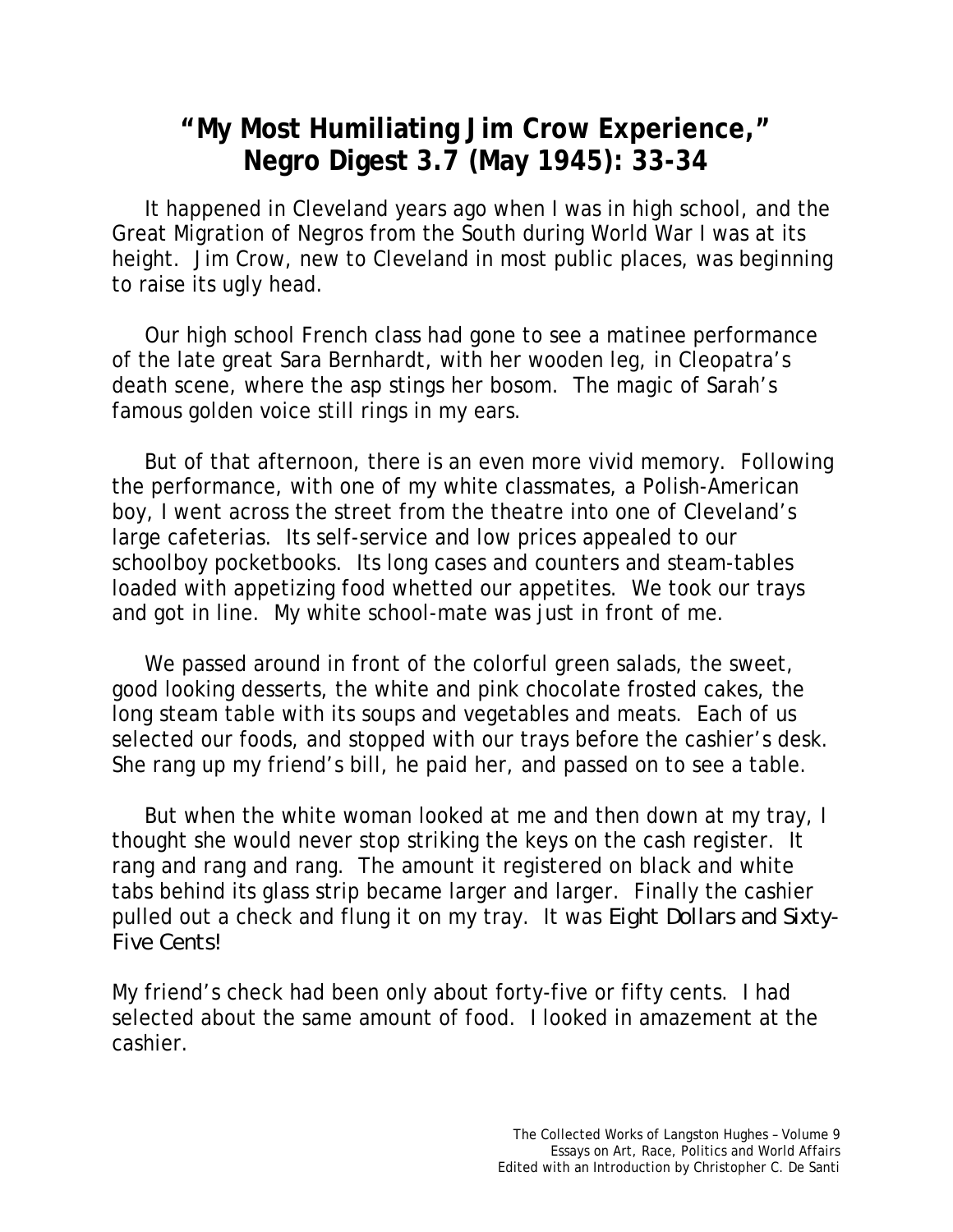# "My Most Humiliating Jim Crow Experience," Negro Digest 3.7 (May 1945): 33-34

It happened in Cleveland years ago when I was in high school, and the Great Migration of Negros from the South during World War I was at its height. Jim Crow, new to Cleveland in most public places, was beginning to raise its ugly head.

Our high school French class had gone to see a matinee performance of the late great Sara Bernhardt, with her wooden leg, in Cleopatra's death scene, where the asp stings her bosom. The magic of Sarah's famous golden voice still rings in my ears.

But of that afternoon, there is an even more vivid memory. Following the performance, with one of my white classmates, a Polish-American boy, I went across the street from the theatre into one of Cleveland's large cafeterias. Its self-service and low prices appealed to our schoolboy pocketbooks. Its long cases and counters and steam-tables loaded with appetizing food whetted our appetites. We took our trays and got in line. My white school-mate was just in front of me.

We passed around in front of the colorful green salads, the sweet, good looking desserts, the white and pink chocolate frosted cakes, the long steam table with its soups and vegetables and meats. Each of us selected our foods, and stopped with our trays before the cashier's desk. She rang up my friend's bill, he paid her, and passed on to see a table.

But when the white woman looked at me and then down at my tray, I thought she would never stop striking the keys on the cash register. It rang and rang and rang. The amount it registered on black and white tabs behind its glass strip became larger and larger. Finally the cashier pulled out a check and flung it on my tray. It was *Eight Dollars and Sixty-Five Cents!*

My friend's check had been only about forty-five or fifty cents. I had selected about the same amount of food. I looked in amazement at the cashier.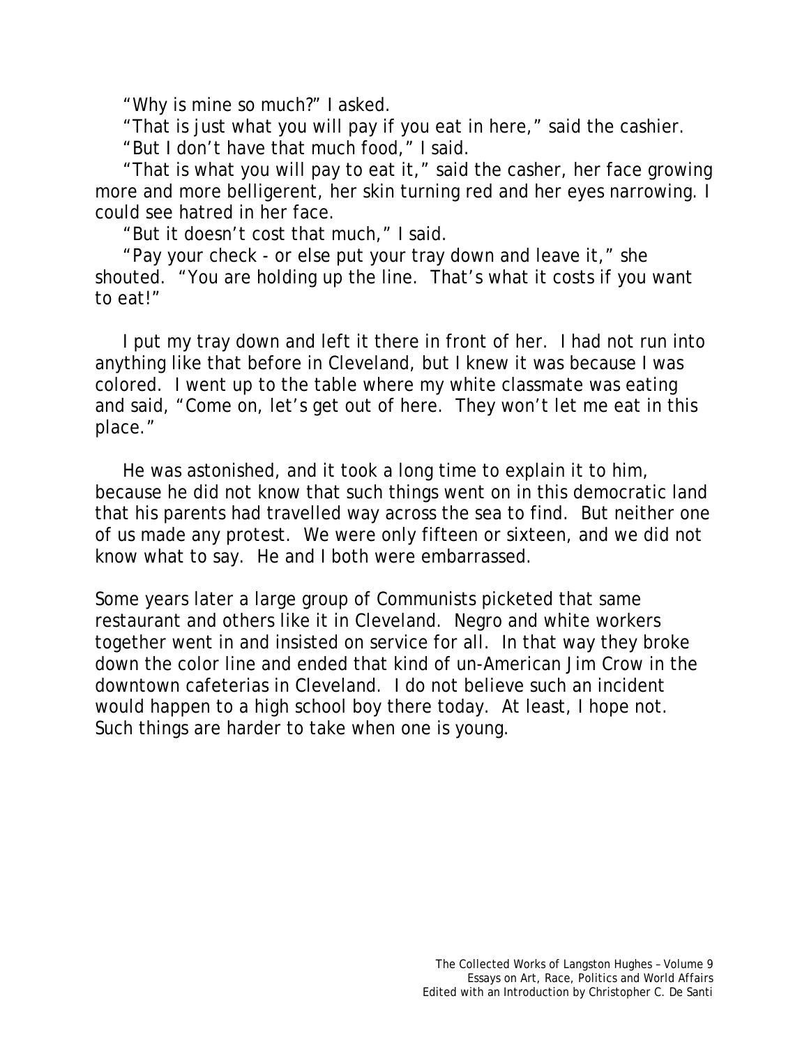"Why is mine so much?" I asked.

"That is just what you will pay if you eat in here," said the cashier.

"But I don't have that much food," I said.

"That is what you will pay to eat it," said the casher, her face growing more and more belligerent, her skin turning red and her eyes narrowing. I could see hatred in her face.

"But it doesn't cost that much," I said.

"Pay your check - or else put your tray down and leave it," she shouted. "You are holding up the line. That's what it costs if you want to eat!"

I put my tray down and left it there in front of her. I had not run into anything like that before in Cleveland, but I knew it was because I was colored. I went up to the table where my white classmate was eating and said, "Come on, let's get out of here. They won't let me eat in this place."

He was astonished, and it took a long time to explain it to him, because he did not know that such things went on in this democratic land that his parents had travelled way across the sea to find. But neither one of us made any protest. We were only fifteen or sixteen, and we did not know what to say. He and I both were embarrassed.

Some years later a large group of Communists picketed that same restaurant and others like it in Cleveland. Negro and white workers together went in and insisted on service for all. In that way they broke down the color line and ended that kind of un-American Jim Crow in the downtown cafeterias in Cleveland. I do not believe such an incident would happen to a high school boy there today. At least, I hope not. Such things are harder to take when one is young.